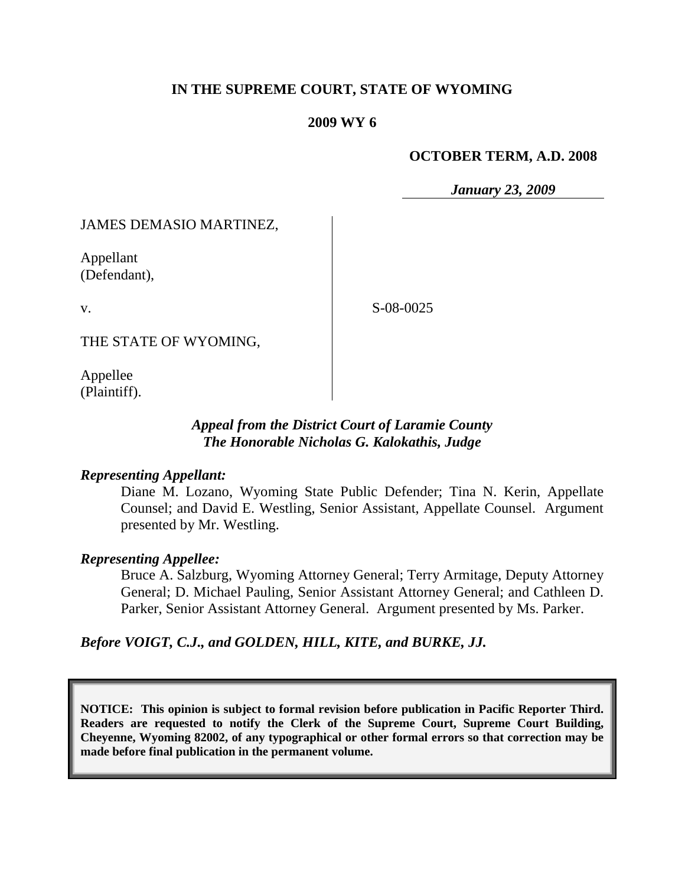**IN THE SUPREME COURT, STATE OF WYOMING**

**2009 WY 6**

**OCTOBER TERM, A.D. 2008**

*January 23, 2009*

JAMES DEMASIO MARTINEZ,

Appellant
(Defendant),

v.

S-08-0025

THE STATE OF WYOMING,

Appellee
(Plaintiff).

***Appeal from the District Court of Laramie County***
***The Honorable Nicholas G. Kalokathis, Judge***

***Representing Appellant:***

Diane M. Lozano, Wyoming State Public Defender; Tina N. Kerin, Appellate Counsel; and David E. Westling, Senior Assistant, Appellate Counsel. Argument presented by Mr. Westling.

***Representing Appellee:***

Bruce A. Salzburg, Wyoming Attorney General; Terry Armitage, Deputy Attorney General; D. Michael Pauling, Senior Assistant Attorney General; and Cathleen D. Parker, Senior Assistant Attorney General. Argument presented by Ms. Parker.

***Before VOIGT, C.J., and GOLDEN, HILL, KITE, and BURKE, JJ.***

**NOTICE: This opinion is subject to formal revision before publication in Pacific Reporter Third. Readers are requested to notify the Clerk of the Supreme Court, Supreme Court Building, Cheyenne, Wyoming 82002, of any typographical or other formal errors so that correction may be made before final publication in the permanent volume.**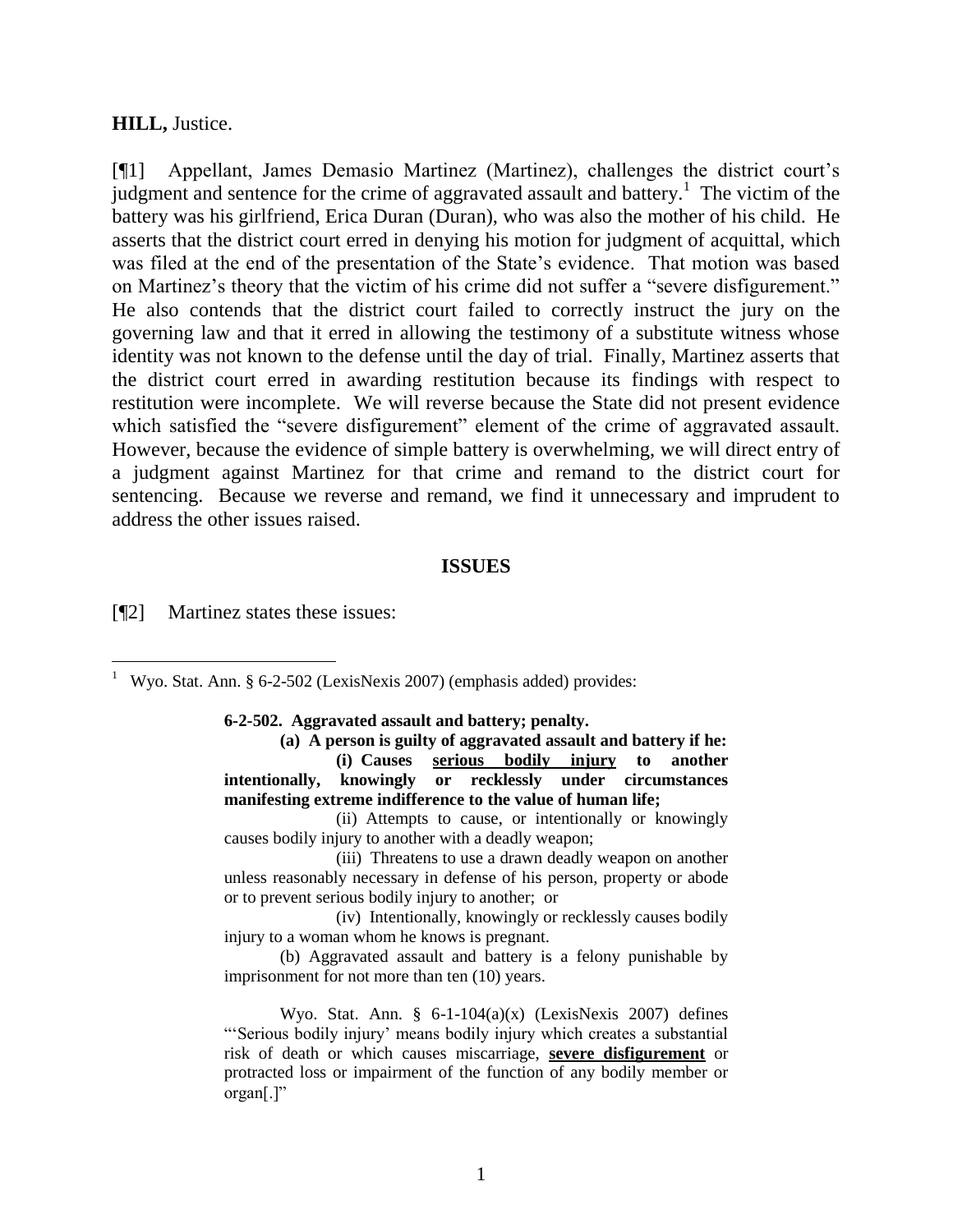**HILL,** Justice.

[¶1] Appellant, James Demasio Martinez (Martinez), challenges the district court's judgment and sentence for the crime of aggravated assault and battery.[1] The victim of the battery was his girlfriend, Erica Duran (Duran), who was also the mother of his child. He asserts that the district court erred in denying his motion for judgment of acquittal, which was filed at the end of the presentation of the State's evidence. That motion was based on Martinez's theory that the victim of his crime did not suffer a "severe disfigurement." He also contends that the district court failed to correctly instruct the jury on the governing law and that it erred in allowing the testimony of a substitute witness whose identity was not known to the defense until the day of trial. Finally, Martinez asserts that the district court erred in awarding restitution because its findings with respect to restitution were incomplete. We will reverse because the State did not present evidence which satisfied the "severe disfigurement" element of the crime of aggravated assault. However, because the evidence of simple battery is overwhelming, we will direct entry of a judgment against Martinez for that crime and remand to the district court for sentencing. Because we reverse and remand, we find it unnecessary and imprudent to address the other issues raised.

## ISSUES

[¶2] Martinez states these issues:

---

[1] Wyo. Stat. Ann. § 6-2-502 (LexisNexis 2007) (emphasis added) provides:

> **6-2-502. Aggravated assault and battery; penalty.**
>
> **(a) A person is guilty of aggravated assault and battery if he:**
>
> **(i) Causes <u>serious bodily injury</u> to another intentionally, knowingly or recklessly under circumstances manifesting extreme indifference to the value of human life;**
>
> (ii) Attempts to cause, or intentionally or knowingly causes bodily injury to another with a deadly weapon;
>
> (iii) Threatens to use a drawn deadly weapon on another unless reasonably necessary in defense of his person, property or abode or to prevent serious bodily injury to another; or
>
> (iv) Intentionally, knowingly or recklessly causes bodily injury to a woman whom he knows is pregnant.
>
> (b) Aggravated assault and battery is a felony punishable by imprisonment for not more than ten (10) years.
>
> Wyo. Stat. Ann. § 6-1-104(a)(x) (LexisNexis 2007) defines "'Serious bodily injury' means bodily injury which creates a substantial risk of death or which causes miscarriage, **<u>severe disfigurement</u>** or protracted loss or impairment of the function of any bodily member or organ[.]"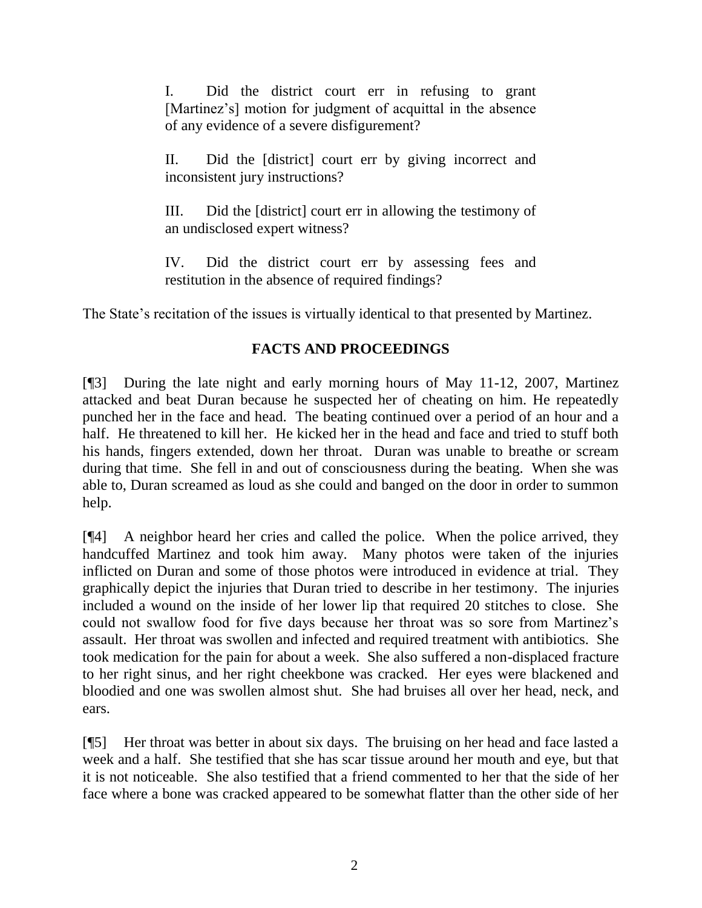> I. Did the district court err in refusing to grant [Martinez's] motion for judgment of acquittal in the absence of any evidence of a severe disfigurement?
>
> II. Did the [district] court err by giving incorrect and inconsistent jury instructions?
>
> III. Did the [district] court err in allowing the testimony of an undisclosed expert witness?
>
> IV. Did the district court err by assessing fees and restitution in the absence of required findings?

The State's recitation of the issues is virtually identical to that presented by Martinez.

## FACTS AND PROCEEDINGS

[¶3] During the late night and early morning hours of May 11-12, 2007, Martinez attacked and beat Duran because he suspected her of cheating on him. He repeatedly punched her in the face and head. The beating continued over a period of an hour and a half. He threatened to kill her. He kicked her in the head and face and tried to stuff both his hands, fingers extended, down her throat. Duran was unable to breathe or scream during that time. She fell in and out of consciousness during the beating. When she was able to, Duran screamed as loud as she could and banged on the door in order to summon help.

[¶4] A neighbor heard her cries and called the police. When the police arrived, they handcuffed Martinez and took him away. Many photos were taken of the injuries inflicted on Duran and some of those photos were introduced in evidence at trial. They graphically depict the injuries that Duran tried to describe in her testimony. The injuries included a wound on the inside of her lower lip that required 20 stitches to close. She could not swallow food for five days because her throat was so sore from Martinez's assault. Her throat was swollen and infected and required treatment with antibiotics. She took medication for the pain for about a week. She also suffered a non-displaced fracture to her right sinus, and her right cheekbone was cracked. Her eyes were blackened and bloodied and one was swollen almost shut. She had bruises all over her head, neck, and ears.

[¶5] Her throat was better in about six days. The bruising on her head and face lasted a week and a half. She testified that she has scar tissue around her mouth and eye, but that it is not noticeable. She also testified that a friend commented to her that the side of her face where a bone was cracked appeared to be somewhat flatter than the other side of her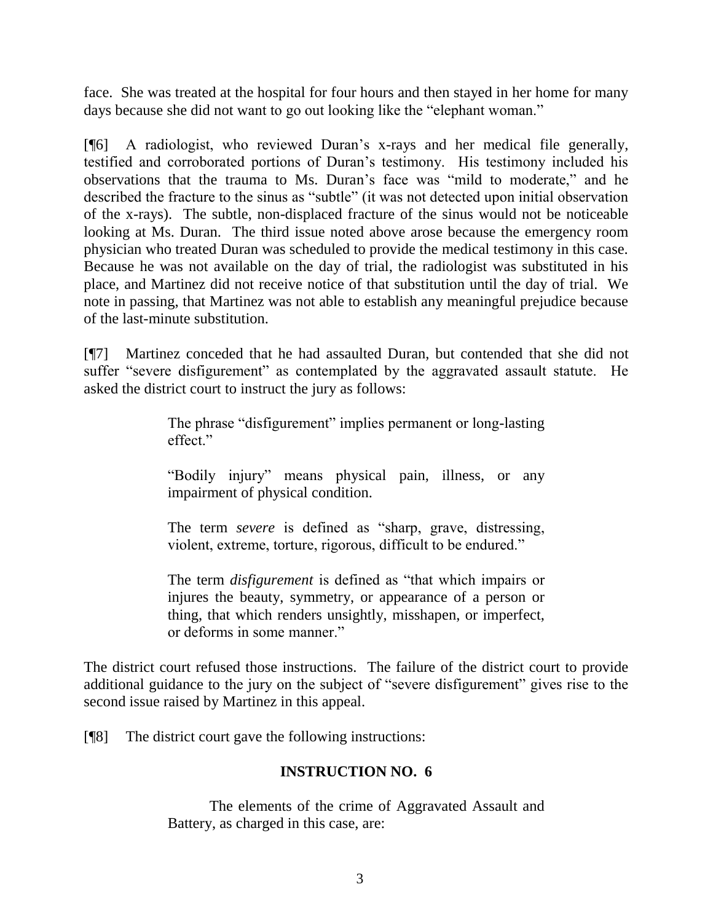face. She was treated at the hospital for four hours and then stayed in her home for many days because she did not want to go out looking like the "elephant woman."

[¶6] A radiologist, who reviewed Duran's x-rays and her medical file generally, testified and corroborated portions of Duran's testimony. His testimony included his observations that the trauma to Ms. Duran's face was "mild to moderate," and he described the fracture to the sinus as "subtle" (it was not detected upon initial observation of the x-rays). The subtle, non-displaced fracture of the sinus would not be noticeable looking at Ms. Duran. The third issue noted above arose because the emergency room physician who treated Duran was scheduled to provide the medical testimony in this case. Because he was not available on the day of trial, the radiologist was substituted in his place, and Martinez did not receive notice of that substitution until the day of trial. We note in passing, that Martinez was not able to establish any meaningful prejudice because of the last-minute substitution.

[¶7] Martinez conceded that he had assaulted Duran, but contended that she did not suffer "severe disfigurement" as contemplated by the aggravated assault statute. He asked the district court to instruct the jury as follows:

> The phrase "disfigurement" implies permanent or long-lasting effect."
>
> "Bodily injury" means physical pain, illness, or any impairment of physical condition.
>
> The term *severe* is defined as "sharp, grave, distressing, violent, extreme, torture, rigorous, difficult to be endured."
>
> The term *disfigurement* is defined as "that which impairs or injures the beauty, symmetry, or appearance of a person or thing, that which renders unsightly, misshapen, or imperfect, or deforms in some manner."

The district court refused those instructions. The failure of the district court to provide additional guidance to the jury on the subject of "severe disfigurement" gives rise to the second issue raised by Martinez in this appeal.

[¶8] The district court gave the following instructions:

**INSTRUCTION NO. 6**

> The elements of the crime of Aggravated Assault and Battery, as charged in this case, are: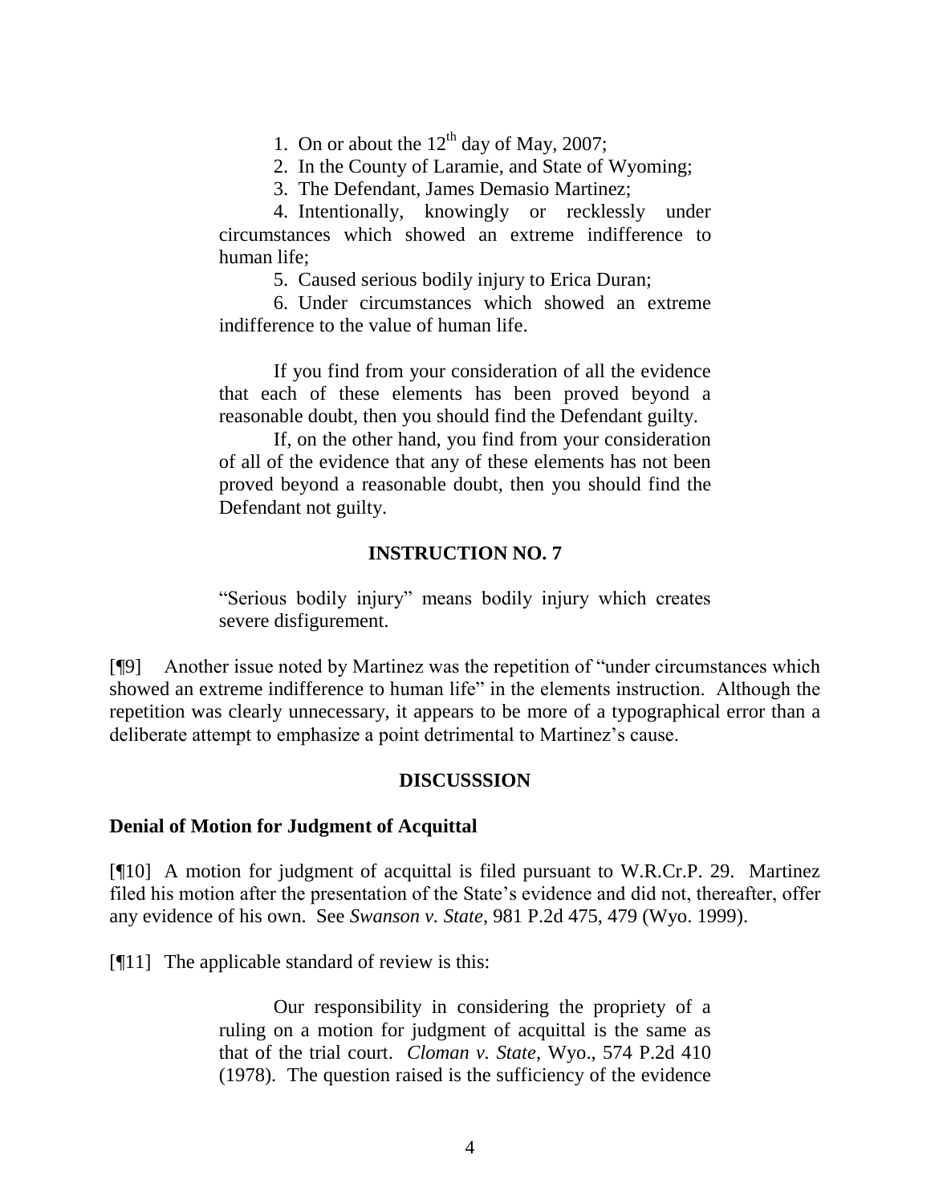1. On or about the 12th day of May, 2007;
2. In the County of Laramie, and State of Wyoming;
3. The Defendant, James Demasio Martinez;
4. Intentionally, knowingly or recklessly under circumstances which showed an extreme indifference to human life;
5. Caused serious bodily injury to Erica Duran;
6. Under circumstances which showed an extreme indifference to the value of human life.

> If you find from your consideration of all the evidence that each of these elements has been proved beyond a reasonable doubt, then you should find the Defendant guilty.
>
> If, on the other hand, you find from your consideration of all of the evidence that any of these elements has not been proved beyond a reasonable doubt, then you should find the Defendant not guilty.

**INSTRUCTION NO. 7**

> "Serious bodily injury" means bodily injury which creates severe disfigurement.

[¶9] Another issue noted by Martinez was the repetition of "under circumstances which showed an extreme indifference to human life" in the elements instruction. Although the repetition was clearly unnecessary, it appears to be more of a typographical error than a deliberate attempt to emphasize a point detrimental to Martinez's cause.

## DISCUSSSION

### Denial of Motion for Judgment of Acquittal

[¶10] A motion for judgment of acquittal is filed pursuant to W.R.Cr.P. 29. Martinez filed his motion after the presentation of the State's evidence and did not, thereafter, offer any evidence of his own. See *Swanson v. State*, 981 P.2d 475, 479 (Wyo. 1999).

[¶11] The applicable standard of review is this:

> Our responsibility in considering the propriety of a ruling on a motion for judgment of acquittal is the same as that of the trial court. *Cloman v. State*, Wyo., 574 P.2d 410 (1978). The question raised is the sufficiency of the evidence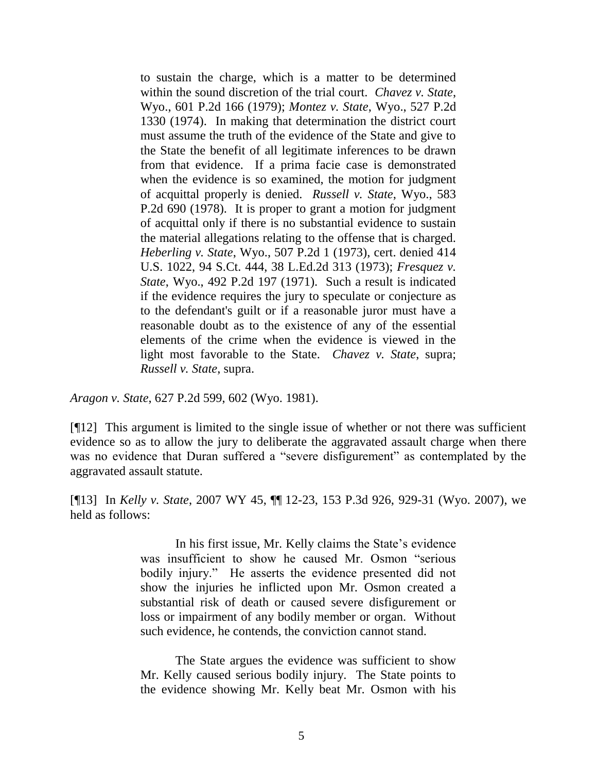> to sustain the charge, which is a matter to be determined within the sound discretion of the trial court. *Chavez v. State*, Wyo., 601 P.2d 166 (1979); *Montez v. State*, Wyo., 527 P.2d 1330 (1974). In making that determination the district court must assume the truth of the evidence of the State and give to the State the benefit of all legitimate inferences to be drawn from that evidence. If a prima facie case is demonstrated when the evidence is so examined, the motion for judgment of acquittal properly is denied. *Russell v. State*, Wyo., 583 P.2d 690 (1978). It is proper to grant a motion for judgment of acquittal only if there is no substantial evidence to sustain the material allegations relating to the offense that is charged. *Heberling v. State*, Wyo., 507 P.2d 1 (1973), cert. denied 414 U.S. 1022, 94 S.Ct. 444, 38 L.Ed.2d 313 (1973); *Fresquez v. State*, Wyo., 492 P.2d 197 (1971). Such a result is indicated if the evidence requires the jury to speculate or conjecture as to the defendant's guilt or if a reasonable juror must have a reasonable doubt as to the existence of any of the essential elements of the crime when the evidence is viewed in the light most favorable to the State. *Chavez v. State*, supra; *Russell v. State*, supra.

*Aragon v. State*, 627 P.2d 599, 602 (Wyo. 1981).

[¶12] This argument is limited to the single issue of whether or not there was sufficient evidence so as to allow the jury to deliberate the aggravated assault charge when there was no evidence that Duran suffered a "severe disfigurement" as contemplated by the aggravated assault statute.

[¶13] In *Kelly v. State*, 2007 WY 45, ¶¶ 12-23, 153 P.3d 926, 929-31 (Wyo. 2007), we held as follows:

> In his first issue, Mr. Kelly claims the State's evidence was insufficient to show he caused Mr. Osmon "serious bodily injury." He asserts the evidence presented did not show the injuries he inflicted upon Mr. Osmon created a substantial risk of death or caused severe disfigurement or loss or impairment of any bodily member or organ. Without such evidence, he contends, the conviction cannot stand.
>
> The State argues the evidence was sufficient to show Mr. Kelly caused serious bodily injury. The State points to the evidence showing Mr. Kelly beat Mr. Osmon with his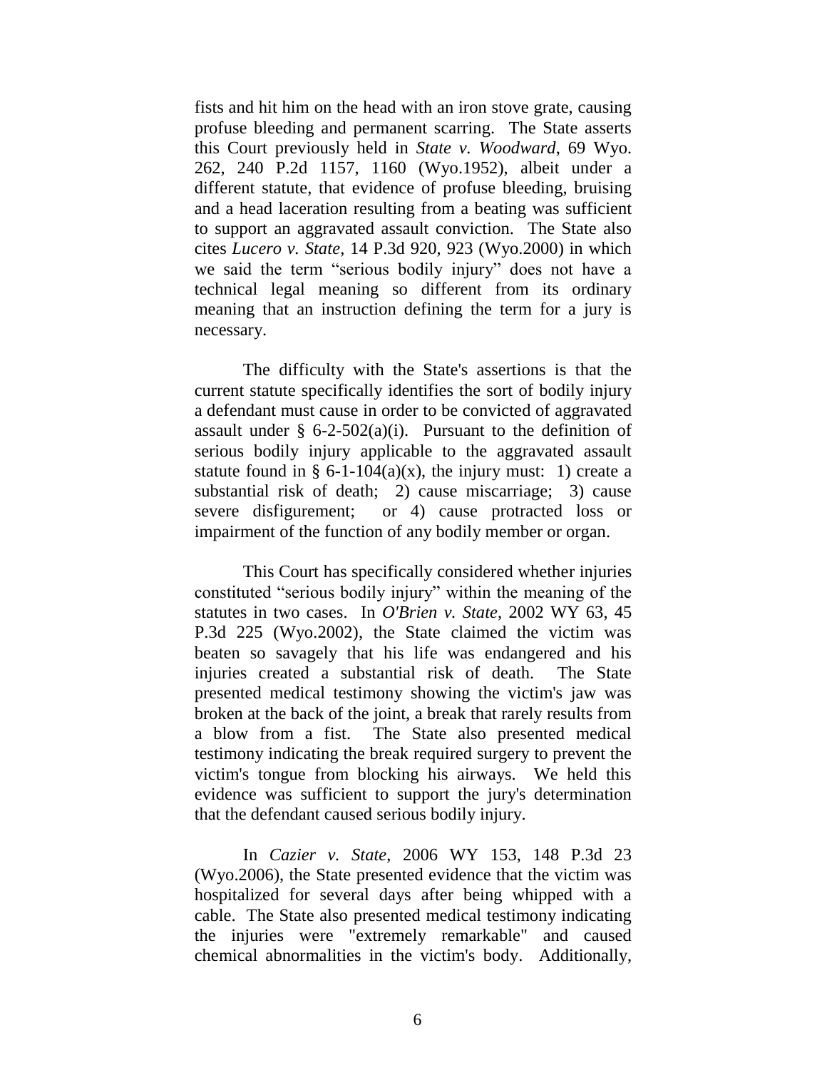fists and hit him on the head with an iron stove grate, causing profuse bleeding and permanent scarring. The State asserts this Court previously held in *State v. Woodward*, 69 Wyo. 262, 240 P.2d 1157, 1160 (Wyo.1952), albeit under a different statute, that evidence of profuse bleeding, bruising and a head laceration resulting from a beating was sufficient to support an aggravated assault conviction. The State also cites *Lucero v. State*, 14 P.3d 920, 923 (Wyo.2000) in which we said the term "serious bodily injury" does not have a technical legal meaning so different from its ordinary meaning that an instruction defining the term for a jury is necessary.

The difficulty with the State's assertions is that the current statute specifically identifies the sort of bodily injury a defendant must cause in order to be convicted of aggravated assault under § 6-2-502(a)(i). Pursuant to the definition of serious bodily injury applicable to the aggravated assault statute found in § 6-1-104(a)(x), the injury must: 1) create a substantial risk of death; 2) cause miscarriage; 3) cause severe disfigurement; or 4) cause protracted loss or impairment of the function of any bodily member or organ.

This Court has specifically considered whether injuries constituted "serious bodily injury" within the meaning of the statutes in two cases. In *O'Brien v. State*, 2002 WY 63, 45 P.3d 225 (Wyo.2002), the State claimed the victim was beaten so savagely that his life was endangered and his injuries created a substantial risk of death. The State presented medical testimony showing the victim's jaw was broken at the back of the joint, a break that rarely results from a blow from a fist. The State also presented medical testimony indicating the break required surgery to prevent the victim's tongue from blocking his airways. We held this evidence was sufficient to support the jury's determination that the defendant caused serious bodily injury.

In *Cazier v. State*, 2006 WY 153, 148 P.3d 23 (Wyo.2006), the State presented evidence that the victim was hospitalized for several days after being whipped with a cable. The State also presented medical testimony indicating the injuries were "extremely remarkable" and caused chemical abnormalities in the victim's body. Additionally,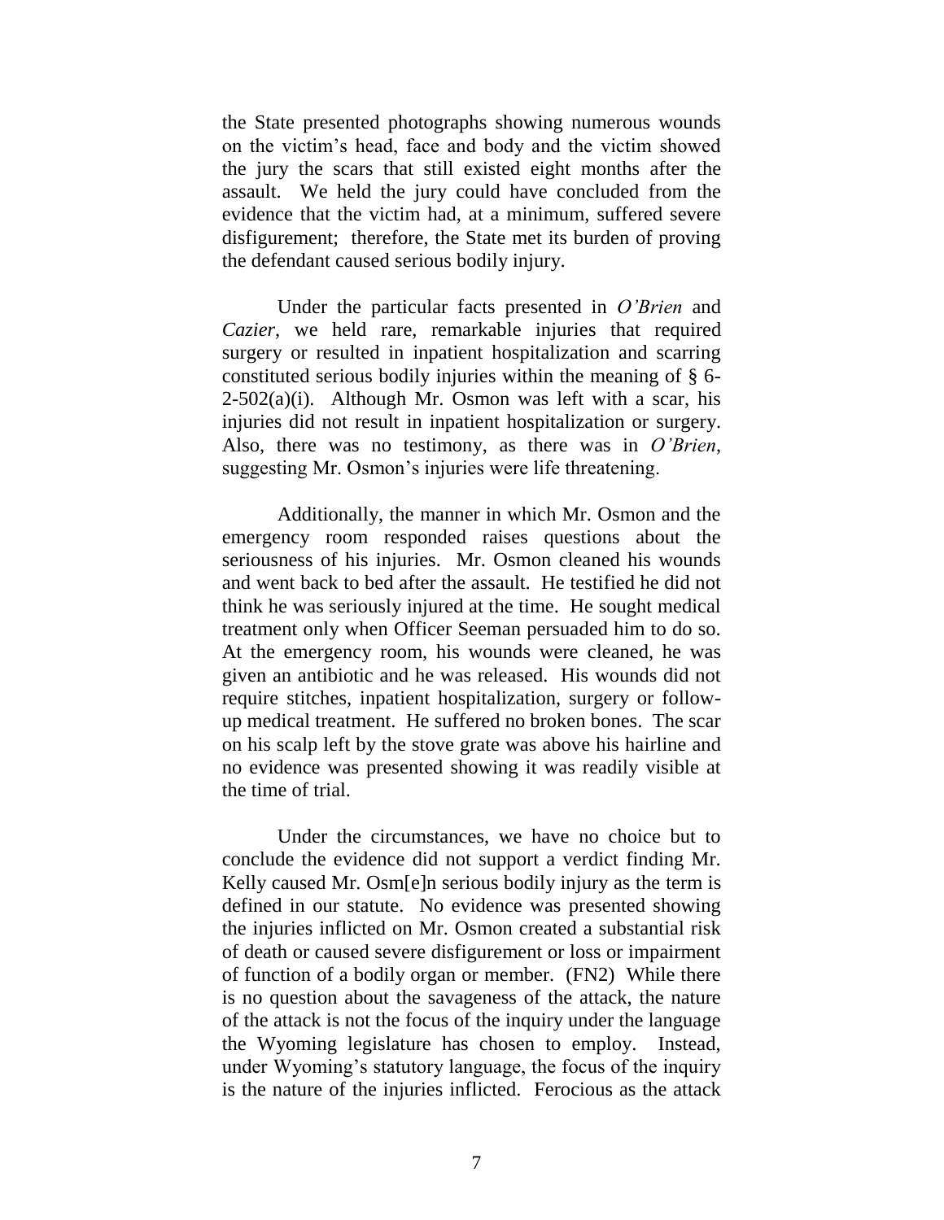the State presented photographs showing numerous wounds on the victim's head, face and body and the victim showed the jury the scars that still existed eight months after the assault. We held the jury could have concluded from the evidence that the victim had, at a minimum, suffered severe disfigurement; therefore, the State met its burden of proving the defendant caused serious bodily injury.

Under the particular facts presented in *O'Brien* and *Cazier*, we held rare, remarkable injuries that required surgery or resulted in inpatient hospitalization and scarring constituted serious bodily injuries within the meaning of § 6-2-502(a)(i). Although Mr. Osmon was left with a scar, his injuries did not result in inpatient hospitalization or surgery. Also, there was no testimony, as there was in *O'Brien*, suggesting Mr. Osmon's injuries were life threatening.

Additionally, the manner in which Mr. Osmon and the emergency room responded raises questions about the seriousness of his injuries. Mr. Osmon cleaned his wounds and went back to bed after the assault. He testified he did not think he was seriously injured at the time. He sought medical treatment only when Officer Seeman persuaded him to do so. At the emergency room, his wounds were cleaned, he was given an antibiotic and he was released. His wounds did not require stitches, inpatient hospitalization, surgery or follow-up medical treatment. He suffered no broken bones. The scar on his scalp left by the stove grate was above his hairline and no evidence was presented showing it was readily visible at the time of trial.

Under the circumstances, we have no choice but to conclude the evidence did not support a verdict finding Mr. Kelly caused Mr. Osm[e]n serious bodily injury as the term is defined in our statute. No evidence was presented showing the injuries inflicted on Mr. Osmon created a substantial risk of death or caused severe disfigurement or loss or impairment of function of a bodily organ or member. (FN2) While there is no question about the savageness of the attack, the nature of the attack is not the focus of the inquiry under the language the Wyoming legislature has chosen to employ. Instead, under Wyoming's statutory language, the focus of the inquiry is the nature of the injuries inflicted. Ferocious as the attack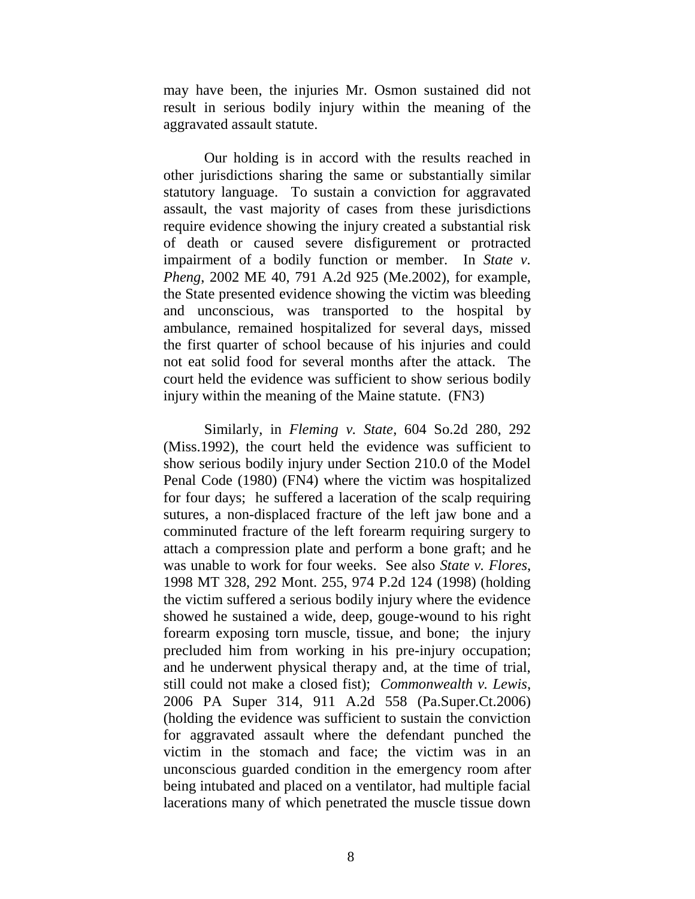may have been, the injuries Mr. Osmon sustained did not result in serious bodily injury within the meaning of the aggravated assault statute.

Our holding is in accord with the results reached in other jurisdictions sharing the same or substantially similar statutory language. To sustain a conviction for aggravated assault, the vast majority of cases from these jurisdictions require evidence showing the injury created a substantial risk of death or caused severe disfigurement or protracted impairment of a bodily function or member. In *State v. Pheng*, 2002 ME 40, 791 A.2d 925 (Me.2002), for example, the State presented evidence showing the victim was bleeding and unconscious, was transported to the hospital by ambulance, remained hospitalized for several days, missed the first quarter of school because of his injuries and could not eat solid food for several months after the attack. The court held the evidence was sufficient to show serious bodily injury within the meaning of the Maine statute. (FN3)

Similarly, in *Fleming v. State*, 604 So.2d 280, 292 (Miss.1992), the court held the evidence was sufficient to show serious bodily injury under Section 210.0 of the Model Penal Code (1980) (FN4) where the victim was hospitalized for four days; he suffered a laceration of the scalp requiring sutures, a non-displaced fracture of the left jaw bone and a comminuted fracture of the left forearm requiring surgery to attach a compression plate and perform a bone graft; and he was unable to work for four weeks. See also *State v. Flores*, 1998 MT 328, 292 Mont. 255, 974 P.2d 124 (1998) (holding the victim suffered a serious bodily injury where the evidence showed he sustained a wide, deep, gouge-wound to his right forearm exposing torn muscle, tissue, and bone; the injury precluded him from working in his pre-injury occupation; and he underwent physical therapy and, at the time of trial, still could not make a closed fist); *Commonwealth v. Lewis*, 2006 PA Super 314, 911 A.2d 558 (Pa.Super.Ct.2006) (holding the evidence was sufficient to sustain the conviction for aggravated assault where the defendant punched the victim in the stomach and face; the victim was in an unconscious guarded condition in the emergency room after being intubated and placed on a ventilator, had multiple facial lacerations many of which penetrated the muscle tissue down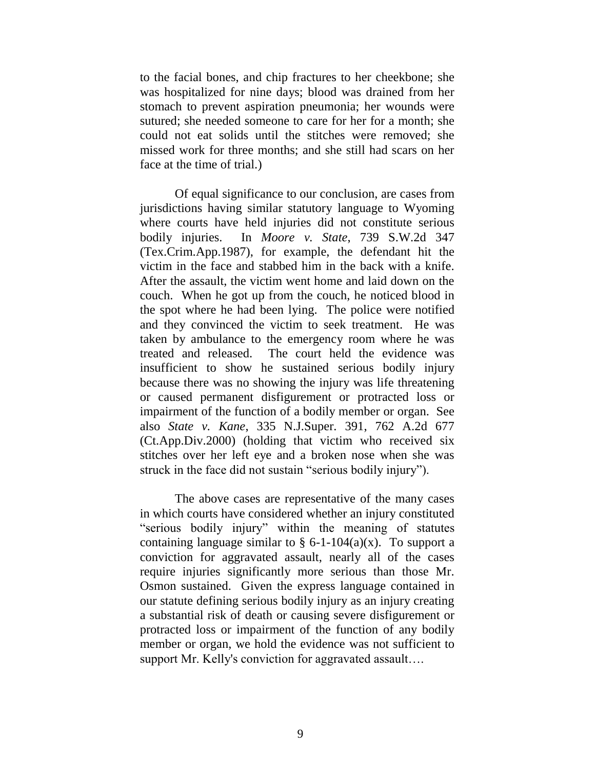to the facial bones, and chip fractures to her cheekbone; she was hospitalized for nine days; blood was drained from her stomach to prevent aspiration pneumonia; her wounds were sutured; she needed someone to care for her for a month; she could not eat solids until the stitches were removed; she missed work for three months; and she still had scars on her face at the time of trial.)

Of equal significance to our conclusion, are cases from jurisdictions having similar statutory language to Wyoming where courts have held injuries did not constitute serious bodily injuries. In *Moore v. State*, 739 S.W.2d 347 (Tex.Crim.App.1987), for example, the defendant hit the victim in the face and stabbed him in the back with a knife. After the assault, the victim went home and laid down on the couch. When he got up from the couch, he noticed blood in the spot where he had been lying. The police were notified and they convinced the victim to seek treatment. He was taken by ambulance to the emergency room where he was treated and released. The court held the evidence was insufficient to show he sustained serious bodily injury because there was no showing the injury was life threatening or caused permanent disfigurement or protracted loss or impairment of the function of a bodily member or organ. See also *State v. Kane*, 335 N.J.Super. 391, 762 A.2d 677 (Ct.App.Div.2000) (holding that victim who received six stitches over her left eye and a broken nose when she was struck in the face did not sustain "serious bodily injury").

The above cases are representative of the many cases in which courts have considered whether an injury constituted "serious bodily injury" within the meaning of statutes containing language similar to § 6-1-104(a)(x). To support a conviction for aggravated assault, nearly all of the cases require injuries significantly more serious than those Mr. Osmon sustained. Given the express language contained in our statute defining serious bodily injury as an injury creating a substantial risk of death or causing severe disfigurement or protracted loss or impairment of the function of any bodily member or organ, we hold the evidence was not sufficient to support Mr. Kelly's conviction for aggravated assault….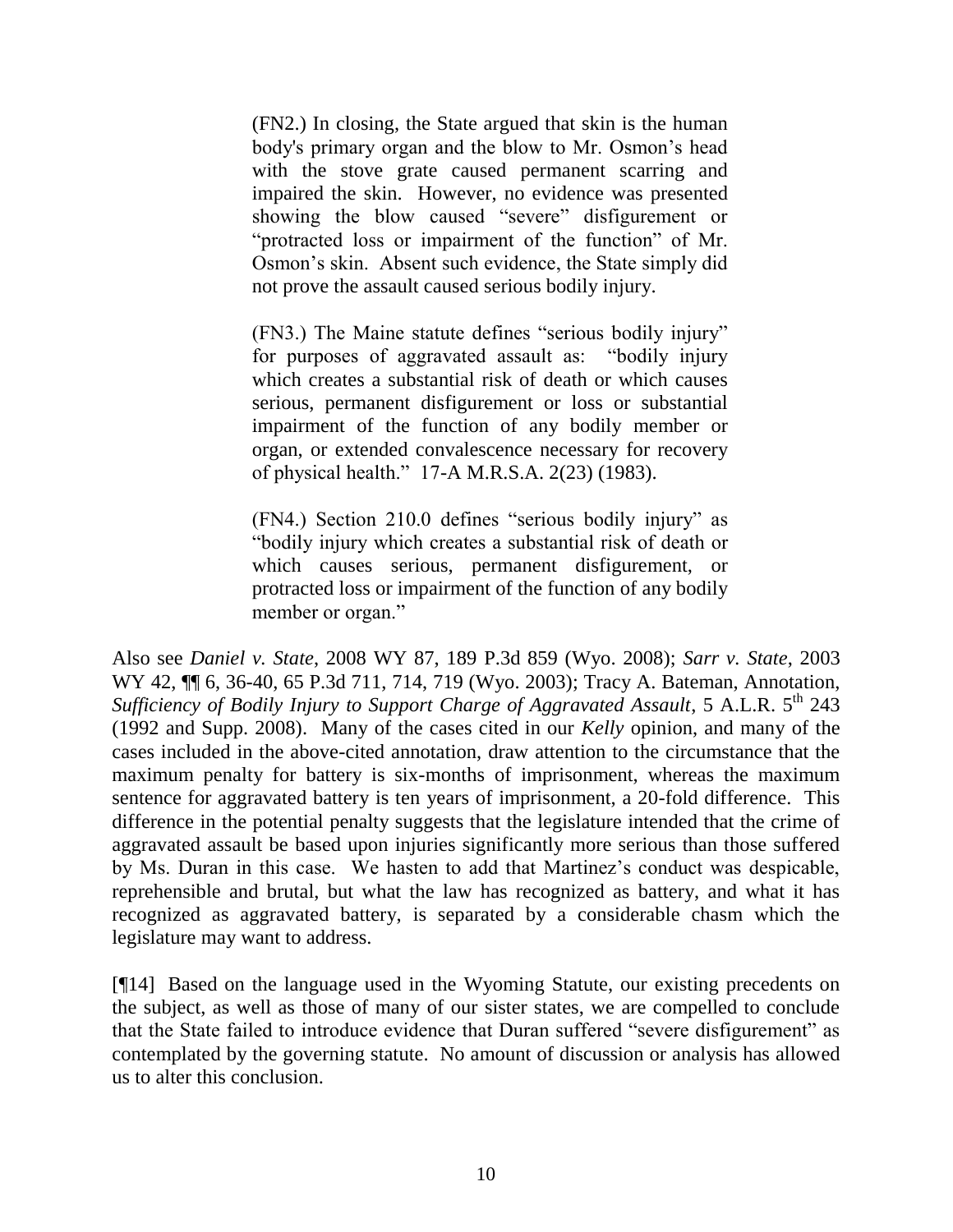> (FN2.) In closing, the State argued that skin is the human body's primary organ and the blow to Mr. Osmon's head with the stove grate caused permanent scarring and impaired the skin. However, no evidence was presented showing the blow caused "severe" disfigurement or "protracted loss or impairment of the function" of Mr. Osmon's skin. Absent such evidence, the State simply did not prove the assault caused serious bodily injury.
>
> (FN3.) The Maine statute defines "serious bodily injury" for purposes of aggravated assault as: "bodily injury which creates a substantial risk of death or which causes serious, permanent disfigurement or loss or substantial impairment of the function of any bodily member or organ, or extended convalescence necessary for recovery of physical health." 17-A M.R.S.A. 2(23) (1983).
>
> (FN4.) Section 210.0 defines "serious bodily injury" as "bodily injury which creates a substantial risk of death or which causes serious, permanent disfigurement, or protracted loss or impairment of the function of any bodily member or organ."

Also see *Daniel v. State*, 2008 WY 87, 189 P.3d 859 (Wyo. 2008); *Sarr v. State*, 2003 WY 42, ¶¶ 6, 36-40, 65 P.3d 711, 714, 719 (Wyo. 2003); Tracy A. Bateman, Annotation, *Sufficiency of Bodily Injury to Support Charge of Aggravated Assault*, 5 A.L.R. 5th 243 (1992 and Supp. 2008). Many of the cases cited in our *Kelly* opinion, and many of the cases included in the above-cited annotation, draw attention to the circumstance that the maximum penalty for battery is six-months of imprisonment, whereas the maximum sentence for aggravated battery is ten years of imprisonment, a 20-fold difference. This difference in the potential penalty suggests that the legislature intended that the crime of aggravated assault be based upon injuries significantly more serious than those suffered by Ms. Duran in this case. We hasten to add that Martinez's conduct was despicable, reprehensible and brutal, but what the law has recognized as battery, and what it has recognized as aggravated battery, is separated by a considerable chasm which the legislature may want to address.

[¶14] Based on the language used in the Wyoming Statute, our existing precedents on the subject, as well as those of many of our sister states, we are compelled to conclude that the State failed to introduce evidence that Duran suffered "severe disfigurement" as contemplated by the governing statute. No amount of discussion or analysis has allowed us to alter this conclusion.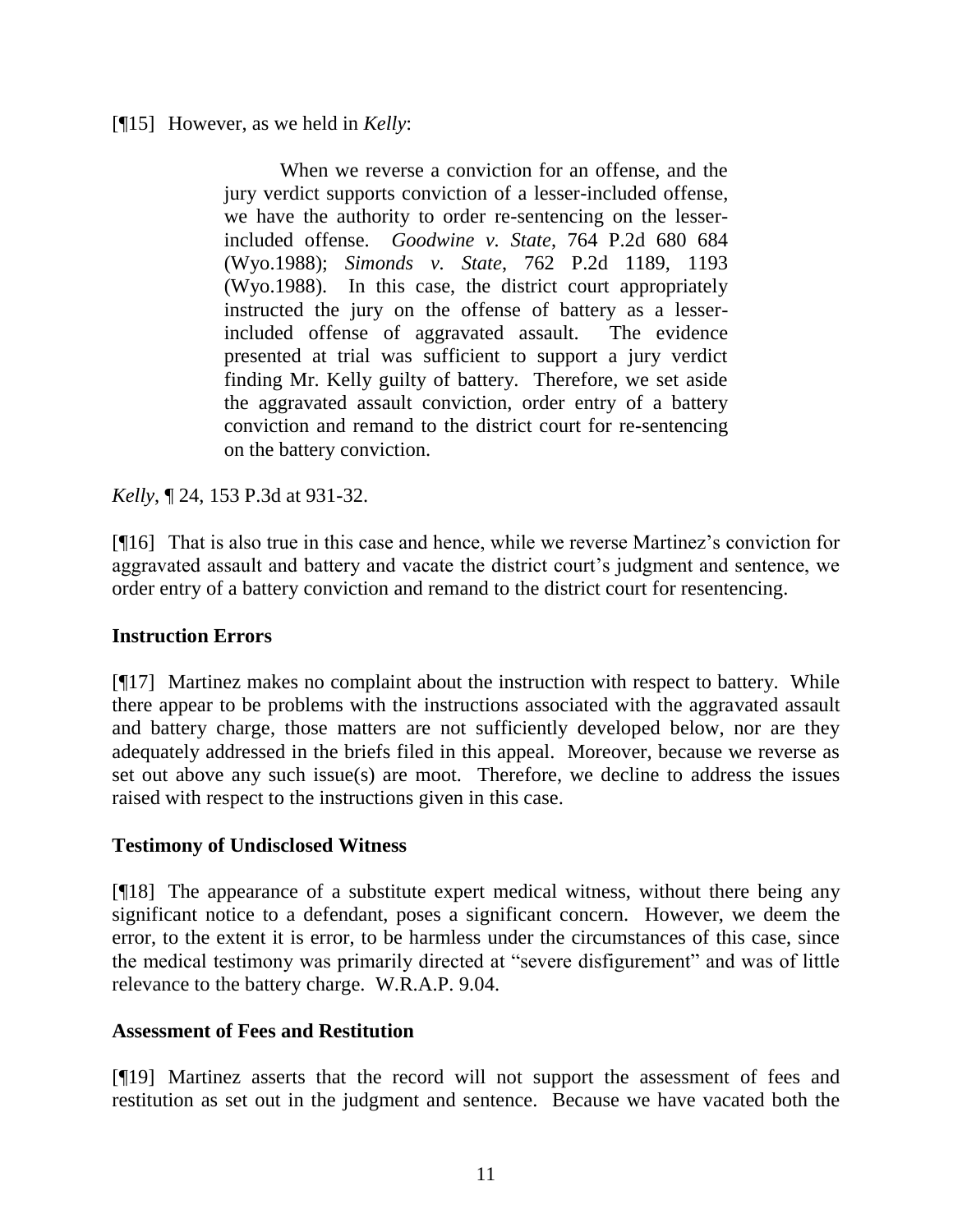[¶15] However, as we held in *Kelly*:

> When we reverse a conviction for an offense, and the jury verdict supports conviction of a lesser-included offense, we have the authority to order re-sentencing on the lesser-included offense. *Goodwine v. State*, 764 P.2d 680 684 (Wyo.1988); *Simonds v. State*, 762 P.2d 1189, 1193 (Wyo.1988). In this case, the district court appropriately instructed the jury on the offense of battery as a lesser-included offense of aggravated assault. The evidence presented at trial was sufficient to support a jury verdict finding Mr. Kelly guilty of battery. Therefore, we set aside the aggravated assault conviction, order entry of a battery conviction and remand to the district court for re-sentencing on the battery conviction.

*Kelly*, ¶ 24, 153 P.3d at 931-32.

[¶16] That is also true in this case and hence, while we reverse Martinez's conviction for aggravated assault and battery and vacate the district court's judgment and sentence, we order entry of a battery conviction and remand to the district court for resentencing.

**Instruction Errors**

[¶17] Martinez makes no complaint about the instruction with respect to battery. While there appear to be problems with the instructions associated with the aggravated assault and battery charge, those matters are not sufficiently developed below, nor are they adequately addressed in the briefs filed in this appeal. Moreover, because we reverse as set out above any such issue(s) are moot. Therefore, we decline to address the issues raised with respect to the instructions given in this case.

**Testimony of Undisclosed Witness**

[¶18] The appearance of a substitute expert medical witness, without there being any significant notice to a defendant, poses a significant concern. However, we deem the error, to the extent it is error, to be harmless under the circumstances of this case, since the medical testimony was primarily directed at "severe disfigurement" and was of little relevance to the battery charge. W.R.A.P. 9.04.

**Assessment of Fees and Restitution**

[¶19] Martinez asserts that the record will not support the assessment of fees and restitution as set out in the judgment and sentence. Because we have vacated both the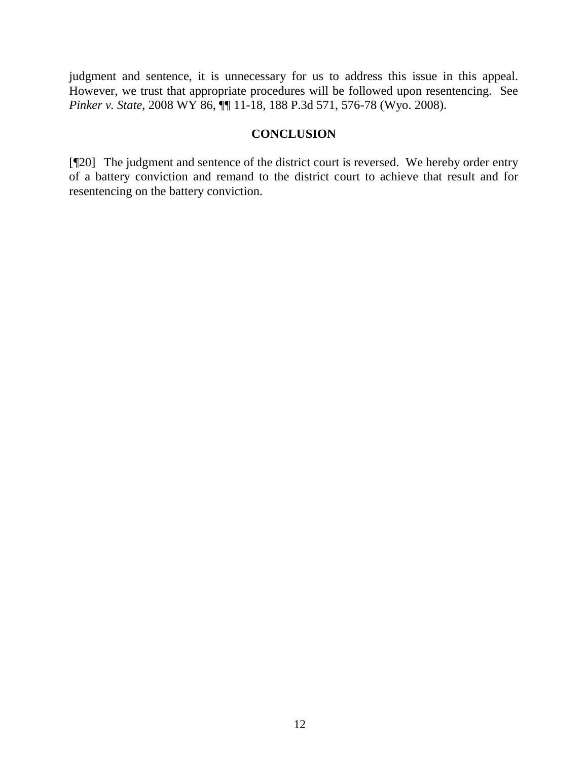judgment and sentence, it is unnecessary for us to address this issue in this appeal. However, we trust that appropriate procedures will be followed upon resentencing. See *Pinker v. State*, 2008 WY 86, ¶¶ 11-18, 188 P.3d 571, 576-78 (Wyo. 2008).

## CONCLUSION

[¶20] The judgment and sentence of the district court is reversed. We hereby order entry of a battery conviction and remand to the district court to achieve that result and for resentencing on the battery conviction.